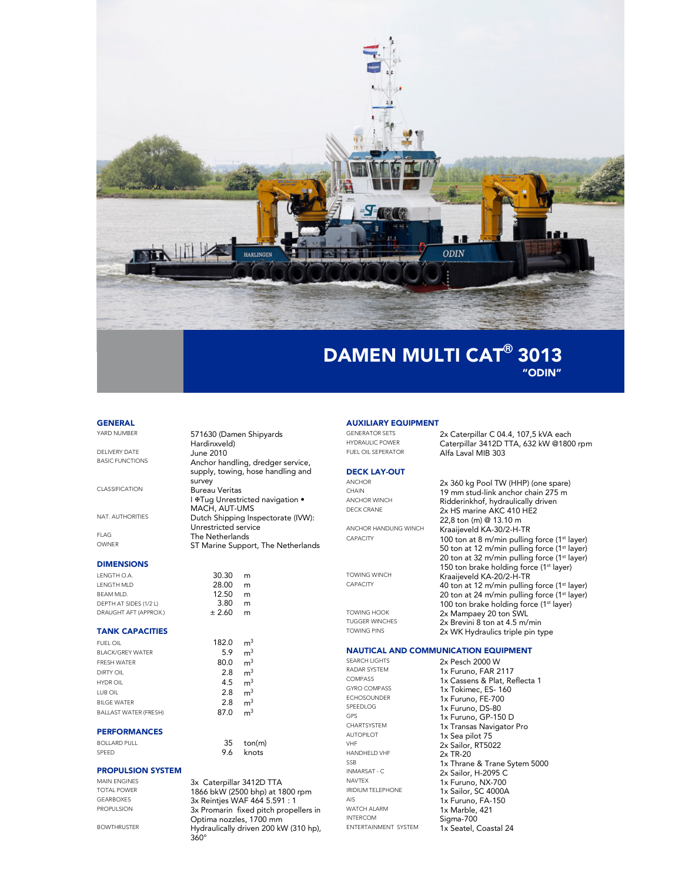# DAMEN MULTI CAT® 3013
## "ODIN"

### GENERAL

| | |
|---|---|
| YARD NUMBER | 571630 (Damen Shipyards Hardinxveld) |
| DELIVERY DATE | June 2010 |
| BASIC FUNCTIONS | Anchor handling, dredger service, supply, towing, hose handling and survey |
| CLASSIFICATION | Bureau Veritas I ✠Tug Unrestricted navigation • MACH, AUT-UMS |
| NAT. AUTHORITIES | Dutch Shipping Inspectorate (IVW): Unrestricted service |
| FLAG | The Netherlands |
| OWNER | ST Marine Support, The Netherlands |

### DIMENSIONS

| | | |
|---|---|---|
| LENGTH O.A. | 30.30 | m |
| LENGTH MLD | 28.00 | m |
| BEAM MLD. | 12.50 | m |
| DEPTH AT SIDES (1/2 L) | 3.80 | m |
| DRAUGHT AFT (APPROX.) | ± 2.60 | m |

### TANK CAPACITIES

| | | |
|---|---|---|
| FUEL OIL | 182.0 | $m^3$ |
| BLACK/GREY WATER | 5.9 | $m^3$ |
| FRESH WATER | 80.0 | $m^3$ |
| DIRTY OIL | 2.8 | $m^3$ |
| HYDR OIL | 4.5 | $m^3$ |
| LUB OIL | 2.8 | $m^3$ |
| BILGE WATER | 2.8 | $m^3$ |
| BALLAST WATER (FRESH) | 87.0 | $m^3$ |

### PERFORMANCES

| | | |
|---|---|---|
| BOLLARD PULL | 35 | ton(m) |
| SPEED | 9.6 | knots |

### PROPULSION SYSTEM

| | |
|---|---|
| MAIN ENGINES | 3x Caterpillar 3412D TTA |
| TOTAL POWER | 1866 bkW (2500 bhp) at 1800 rpm |
| GEARBOXES | 3x Reintjes WAF 464 5.591 : 1 |
| PROPULSION | 3x Promarin fixed pitch propellers in Optima nozzles, 1700 mm |
| BOWTHRUSTER | Hydraulically driven 200 kW (310 hp), 360° |

### AUXILIARY EQUIPMENT

| | |
|---|---|
| GENERATOR SETS | 2x Caterpillar C 04.4, 107,5 kVA each |
| HYDRAULIC POWER | Caterpillar 3412D TTA, 632 kW @1800 rpm |
| FUEL OIL SEPERATOR | Alfa Laval MIB 303 |

### DECK LAY-OUT

| | |
|---|---|
| ANCHOR | 2x 360 kg Pool TW (HHP) (one spare) |
| CHAIN | 19 mm stud-link anchor chain 275 m |
| ANCHOR WINCH | Ridderinkhof, hydraulically driven |
| DECK CRANE | 2x HS marine AKC 410 HE2 22,8 ton (m) @ 13.10 m |
| ANCHOR HANDLING WINCH | Kraaijeveld KA-30/2-H-TR |
| CAPACITY | 100 ton at 8 m/min pulling force (1st layer) 50 ton at 12 m/min pulling force (1st layer) 20 ton at 32 m/min pulling force (1st layer) 150 ton brake holding force (1st layer) |
| TOWING WINCH | Kraaijeveld KA-20/2-H-TR |
| CAPACITY | 40 ton at 12 m/min pulling force (1st layer) 20 ton at 24 m/min pulling force (1st layer) 100 ton brake holding force (1st layer) |
| TOWING HOOK | 2x Mampaey 20 ton SWL |
| TUGGER WINCHES | 2x Brevini 8 ton at 4.5 m/min |
| TOWING PINS | 2x WK Hydraulics triple pin type |

### NAUTICAL AND COMMUNICATION EQUIPMENT

| | |
|---|---|
| SEARCH LIGHTS | 2x Pesch 2000 W |
| RADAR SYSTEM | 1x Furuno, FAR 2117 |
| COMPASS | 1x Cassens & Plat, Reflecta 1 |
| GYRO COMPASS | 1x Tokimec, ES- 160 |
| ECHOSOUNDER | 1x Furuno, FE-700 |
| SPEEDLOG | 1x Furuno, DS-80 |
| GPS | 1x Furuno, GP-150 D |
| CHARTSYSTEM | 1x Transas Navigator Pro |
| AUTOPILOT | 1x Sea pilot 75 |
| VHF | 2x Sailor, RT5022 |
| HANDHELD VHF | 2x TR-20 |
| SSB | 1x Thrane & Trane Sytem 5000 |
| INMARSAT - C | 2x Sailor, H-2095 C |
| NAVTEX | 1x Furuno, NX-700 |
| IRIDIUM TELEPHONE | 1x Sailor, SC 4000A |
| AIS | 1x Furuno, FA-150 |
| WATCH ALARM | 1x Marble, 421 |
| INTERCOM | Sigma-700 |
| ENTERTAINMENT SYSTEM | 1x Seatel, Coastal 24 |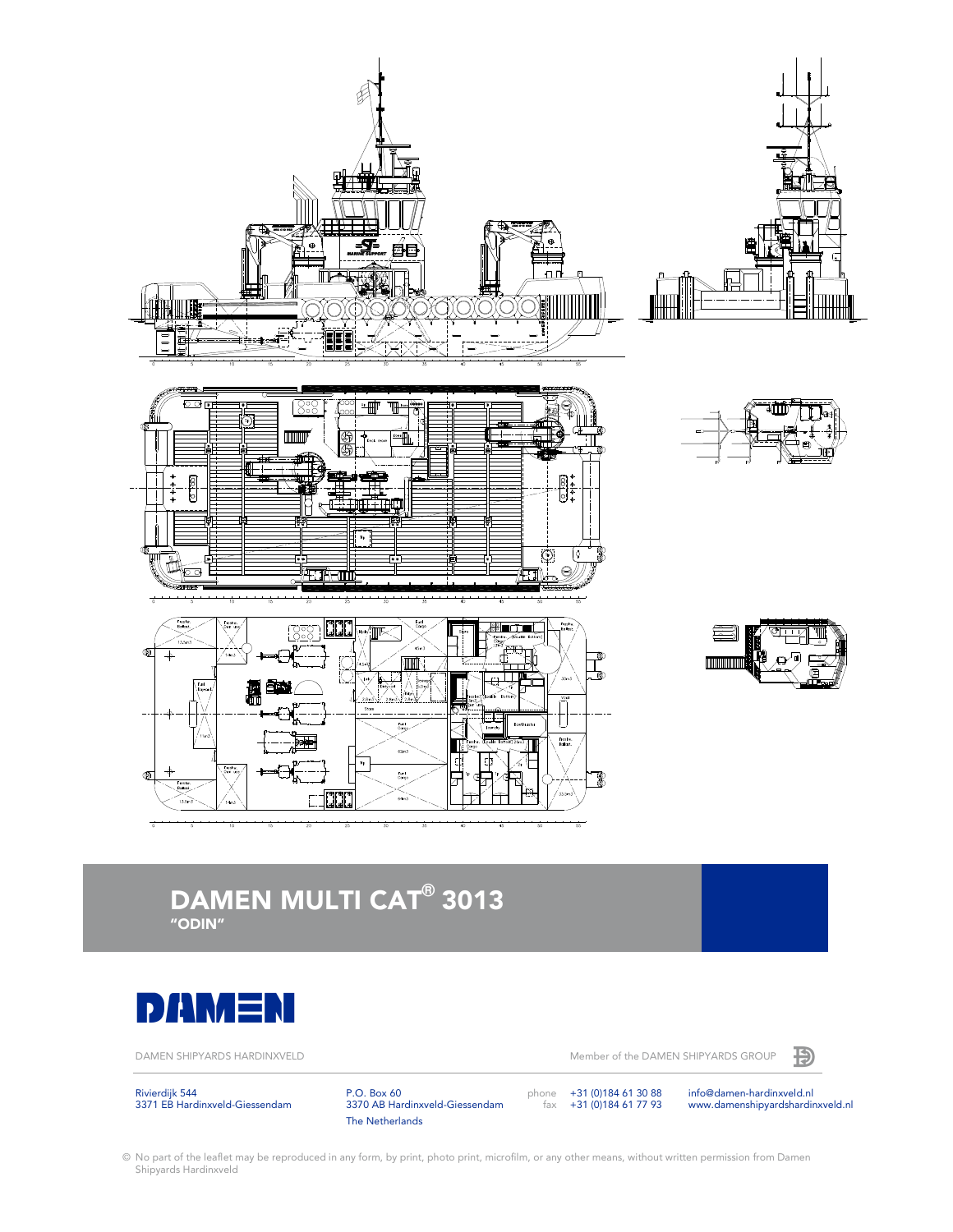# DAMEN MULTI CAT® 3013

"ODIN"

DAMEN

DAMEN SHIPYARDS HARDINXVELD

Member of the DAMEN SHIPYARDS GROUP

Rivierdijk 544
3371 EB Hardinxveld-Giessendam

P.O. Box 60
3370 AB Hardinxveld-Giessendam
The Netherlands

phone +31 (0)184 61 30 88
fax +31 (0)184 61 77 93

info@damen-hardinxveld.nl
www.damenshipyardshardinxveld.nl

© No part of the leaflet may be reproduced in any form, by print, photo print, microfilm, or any other means, without written permission from Damen Shipyards Hardinxveld